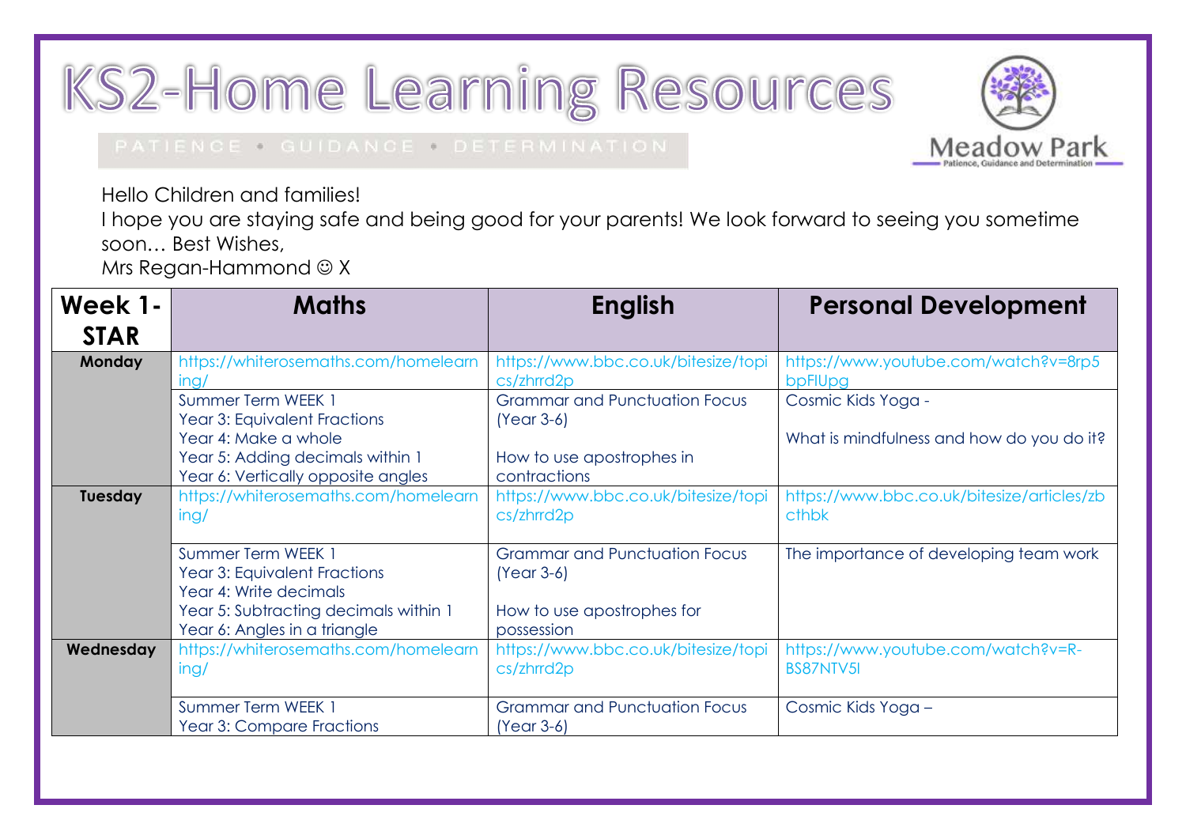# KS2-Home Learning Resources

PATIENCE • GUIDANCE • DETERMINATION

Meadow Park
Patience, Guidance and Determination

Hello Children and families!
I hope you are staying safe and being good for your parents! We look forward to seeing you sometime soon… Best Wishes,
Mrs Regan-Hammond ☺ X

| Week 1- STAR | Maths | English | Personal Development |
|---|---|---|---|
| **Monday** | https://whiterosemaths.com/homelearning/ | https://www.bbc.co.uk/bitesize/topics/zhrrd2p | https://www.youtube.com/watch?v=8rp5bpFlUpg |
| | Summer Term WEEK 1<br>Year 3: Equivalent Fractions<br>Year 4: Make a whole<br>Year 5: Adding decimals within 1<br>Year 6: Vertically opposite angles | Grammar and Punctuation Focus (Year 3-6)<br><br>How to use apostrophes in contractions | Cosmic Kids Yoga -<br><br>What is mindfulness and how do you do it? |
| **Tuesday** | https://whiterosemaths.com/homelearning/ | https://www.bbc.co.uk/bitesize/topics/zhrrd2p | https://www.bbc.co.uk/bitesize/articles/zbcthbk |
| | Summer Term WEEK 1<br>Year 3: Equivalent Fractions<br>Year 4: Write decimals<br>Year 5: Subtracting decimals within 1<br>Year 6: Angles in a triangle | Grammar and Punctuation Focus (Year 3-6)<br><br>How to use apostrophes for possession | The importance of developing team work |
| **Wednesday** | https://whiterosemaths.com/homelearning/ | https://www.bbc.co.uk/bitesize/topics/zhrrd2p | https://www.youtube.com/watch?v=R-BS87NTV5I |
| | Summer Term WEEK 1<br>Year 3: Compare Fractions | Grammar and Punctuation Focus (Year 3-6) | Cosmic Kids Yoga – |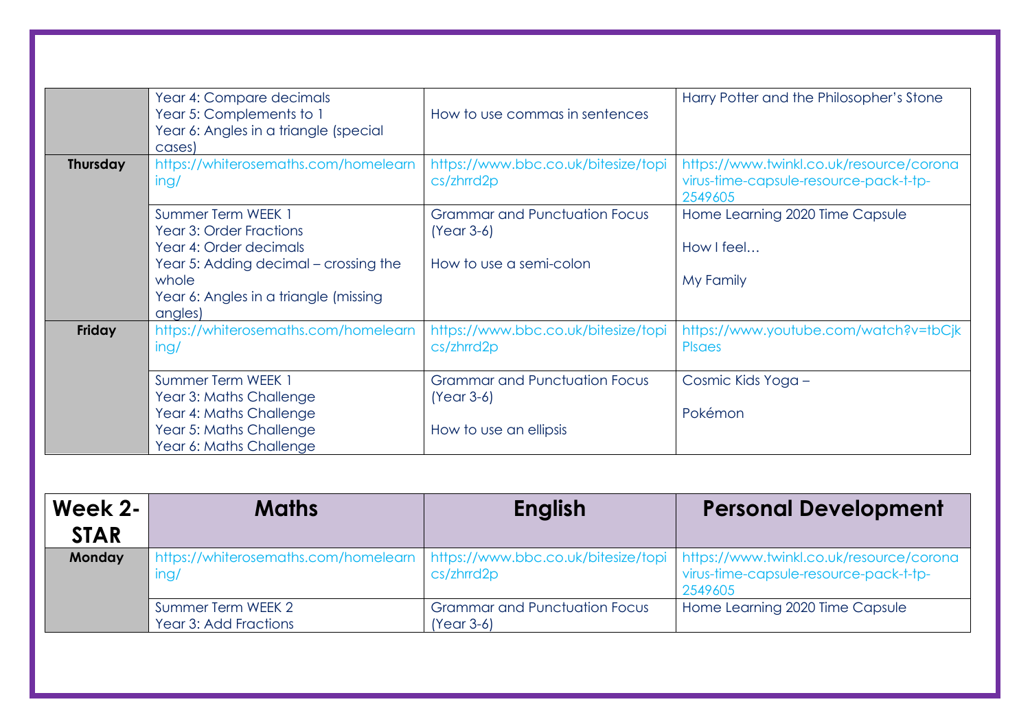| | | | |
|---|---|---|---|
| | Year 4: Compare decimals<br>Year 5: Complements to 1<br>Year 6: Angles in a triangle (special cases) | How to use commas in sentences | Harry Potter and the Philosopher's Stone |
| **Thursday** | https://whiterosemaths.com/homelearning/ | https://www.bbc.co.uk/bitesize/topics/zhrrd2p | https://www.twinkl.co.uk/resource/coronavirus-time-capsule-resource-pack-t-tp-2549605 |
| | Summer Term WEEK 1<br>Year 3: Order Fractions<br>Year 4: Order decimals<br>Year 5: Adding decimal – crossing the whole<br>Year 6: Angles in a triangle (missing angles) | Grammar and Punctuation Focus (Year 3-6)<br><br>How to use a semi-colon | Home Learning 2020 Time Capsule<br><br>How I feel…<br><br>My Family |
| **Friday** | https://whiterosemaths.com/homelearning/ | https://www.bbc.co.uk/bitesize/topics/zhrrd2p | https://www.youtube.com/watch?v=tbCjkPlsaes |
| | Summer Term WEEK 1<br>Year 3: Maths Challenge<br>Year 4: Maths Challenge<br>Year 5: Maths Challenge<br>Year 6: Maths Challenge | Grammar and Punctuation Focus (Year 3-6)<br><br>How to use an ellipsis | Cosmic Kids Yoga –<br><br>Pokémon |

| Week 2-STAR | Maths | English | Personal Development |
|---|---|---|---|
| **Monday** | https://whiterosemaths.com/homelearning/ | https://www.bbc.co.uk/bitesize/topics/zhrrd2p | https://www.twinkl.co.uk/resource/coronavirus-time-capsule-resource-pack-t-tp-2549605 |
| | Summer Term WEEK 2<br>Year 3: Add Fractions | Grammar and Punctuation Focus (Year 3-6) | Home Learning 2020 Time Capsule |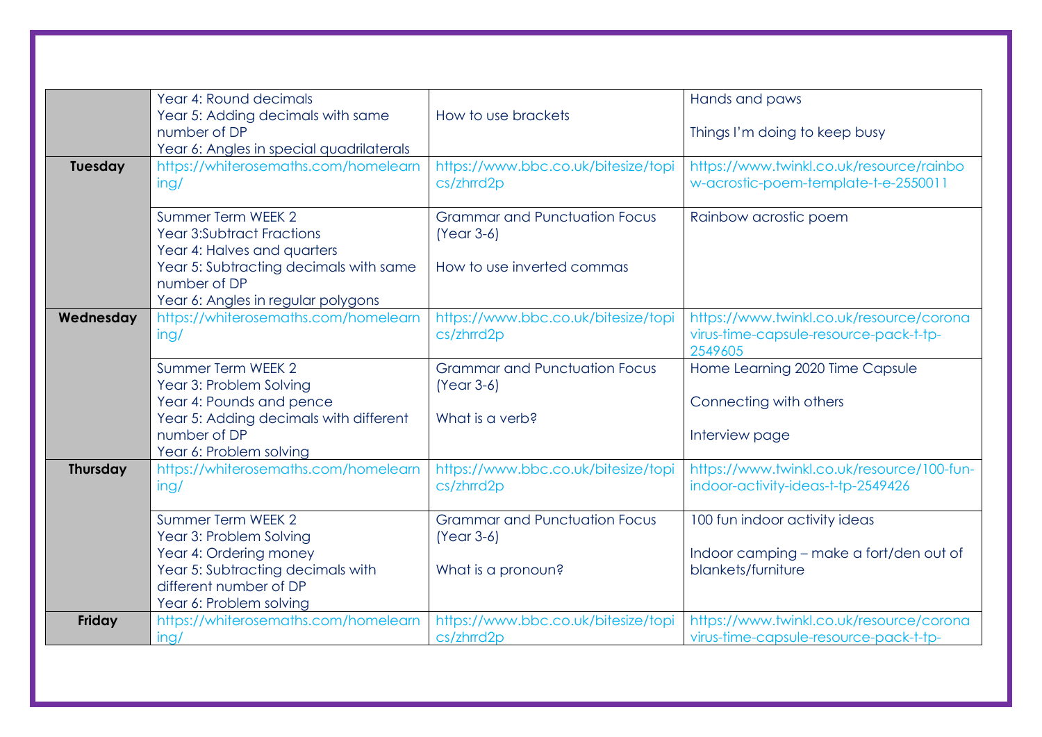| | | | |
|---|---|---|---|
| | Year 4: Round decimals<br>Year 5: Adding decimals with same number of DP<br>Year 6: Angles in special quadrilaterals | How to use brackets | Hands and paws<br><br>Things I'm doing to keep busy |
| **Tuesday** | https://whiterosemaths.com/homelearning/ | https://www.bbc.co.uk/bitesize/topics/zhrrd2p | https://www.twinkl.co.uk/resource/rainbow-acrostic-poem-template-t-e-2550011 |
| | Summer Term WEEK 2<br>Year 3:Subtract Fractions<br>Year 4: Halves and quarters<br>Year 5: Subtracting decimals with same number of DP<br>Year 6: Angles in regular polygons | Grammar and Punctuation Focus (Year 3-6)<br><br>How to use inverted commas | Rainbow acrostic poem |
| **Wednesday** | https://whiterosemaths.com/homelearning/ | https://www.bbc.co.uk/bitesize/topics/zhrrd2p | https://www.twinkl.co.uk/resource/coronavirus-time-capsule-resource-pack-t-tp-2549605 |
| | Summer Term WEEK 2<br>Year 3: Problem Solving<br>Year 4: Pounds and pence<br>Year 5: Adding decimals with different number of DP<br>Year 6: Problem solving | Grammar and Punctuation Focus (Year 3-6)<br><br>What is a verb? | Home Learning 2020 Time Capsule<br><br>Connecting with others<br><br>Interview page |
| **Thursday** | https://whiterosemaths.com/homelearning/ | https://www.bbc.co.uk/bitesize/topics/zhrrd2p | https://www.twinkl.co.uk/resource/100-fun-indoor-activity-ideas-t-tp-2549426 |
| | Summer Term WEEK 2<br>Year 3: Problem Solving<br>Year 4: Ordering money<br>Year 5: Subtracting decimals with different number of DP<br>Year 6: Problem solving | Grammar and Punctuation Focus (Year 3-6)<br><br>What is a pronoun? | 100 fun indoor activity ideas<br><br>Indoor camping – make a fort/den out of blankets/furniture |
| **Friday** | https://whiterosemaths.com/homelearning/ | https://www.bbc.co.uk/bitesize/topics/zhrrd2p | https://www.twinkl.co.uk/resource/coronavirus-time-capsule-resource-pack-t-tp- |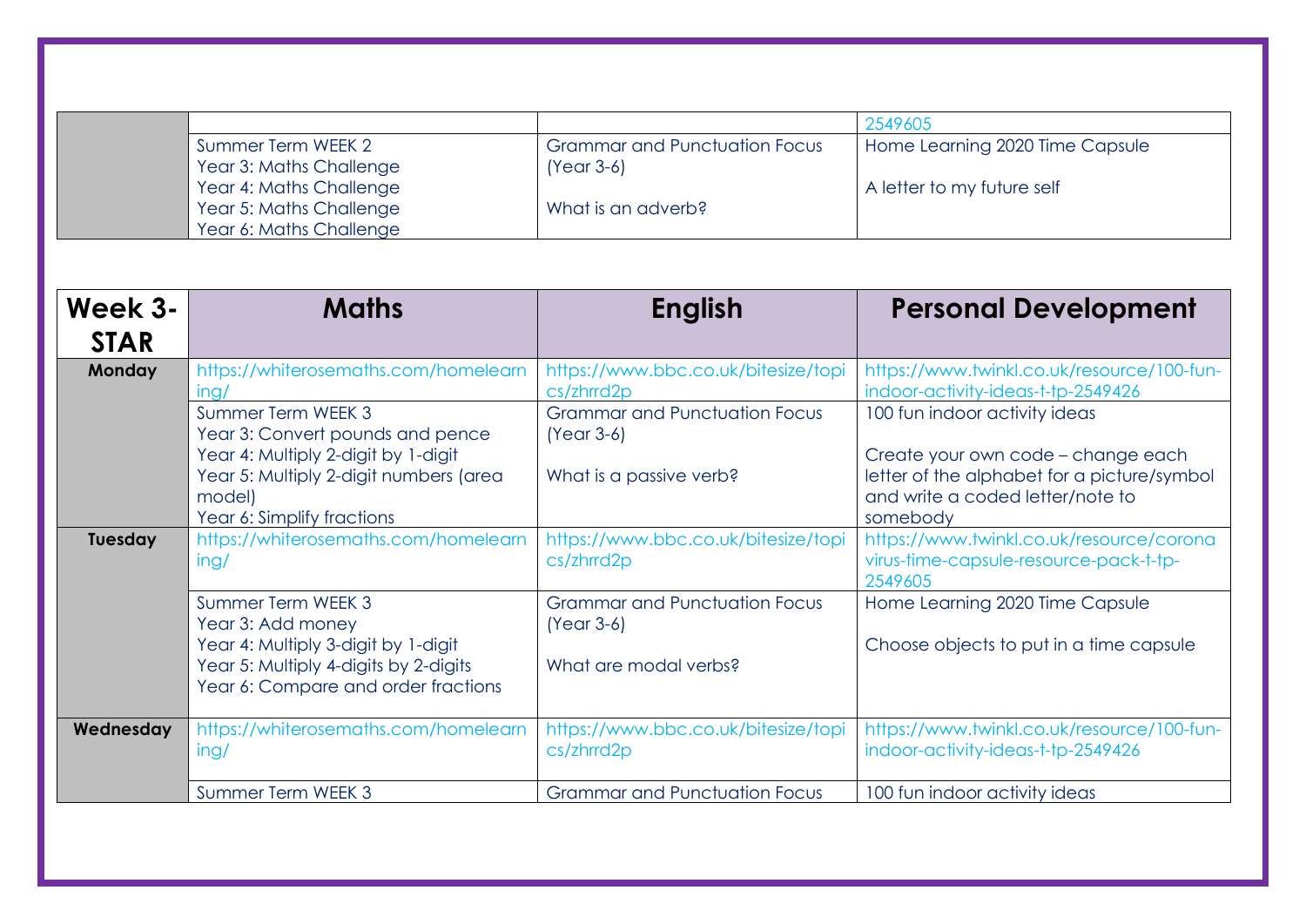| | | | |
|---|---|---|---|
| | | | 2549605 |
| | Summer Term WEEK 2<br>Year 3: Maths Challenge<br>Year 4: Maths Challenge<br>Year 5: Maths Challenge<br>Year 6: Maths Challenge | Grammar and Punctuation Focus (Year 3-6)<br><br>What is an adverb? | Home Learning 2020 Time Capsule<br><br>A letter to my future self |

| Week 3- STAR | Maths | English | Personal Development |
|---|---|---|---|
| **Monday** | https://whiterosemaths.com/homelearning/ | https://www.bbc.co.uk/bitesize/topics/zhrrd2p | https://www.twinkl.co.uk/resource/100-fun-indoor-activity-ideas-t-tp-2549426 |
| | Summer Term WEEK 3<br>Year 3: Convert pounds and pence<br>Year 4: Multiply 2-digit by 1-digit<br>Year 5: Multiply 2-digit numbers (area model)<br>Year 6: Simplify fractions | Grammar and Punctuation Focus (Year 3-6)<br><br>What is a passive verb? | 100 fun indoor activity ideas<br><br>Create your own code – change each letter of the alphabet for a picture/symbol and write a coded letter/note to somebody |
| **Tuesday** | https://whiterosemaths.com/homelearning/ | https://www.bbc.co.uk/bitesize/topics/zhrrd2p | https://www.twinkl.co.uk/resource/coronavirus-time-capsule-resource-pack-t-tp-2549605 |
| | Summer Term WEEK 3<br>Year 3: Add money<br>Year 4: Multiply 3-digit by 1-digit<br>Year 5: Multiply 4-digits by 2-digits<br>Year 6: Compare and order fractions | Grammar and Punctuation Focus (Year 3-6)<br><br>What are modal verbs? | Home Learning 2020 Time Capsule<br><br>Choose objects to put in a time capsule |
| **Wednesday** | https://whiterosemaths.com/homelearning/ | https://www.bbc.co.uk/bitesize/topics/zhrrd2p | https://www.twinkl.co.uk/resource/100-fun-indoor-activity-ideas-t-tp-2549426 |
| | Summer Term WEEK 3 | Grammar and Punctuation Focus | 100 fun indoor activity ideas |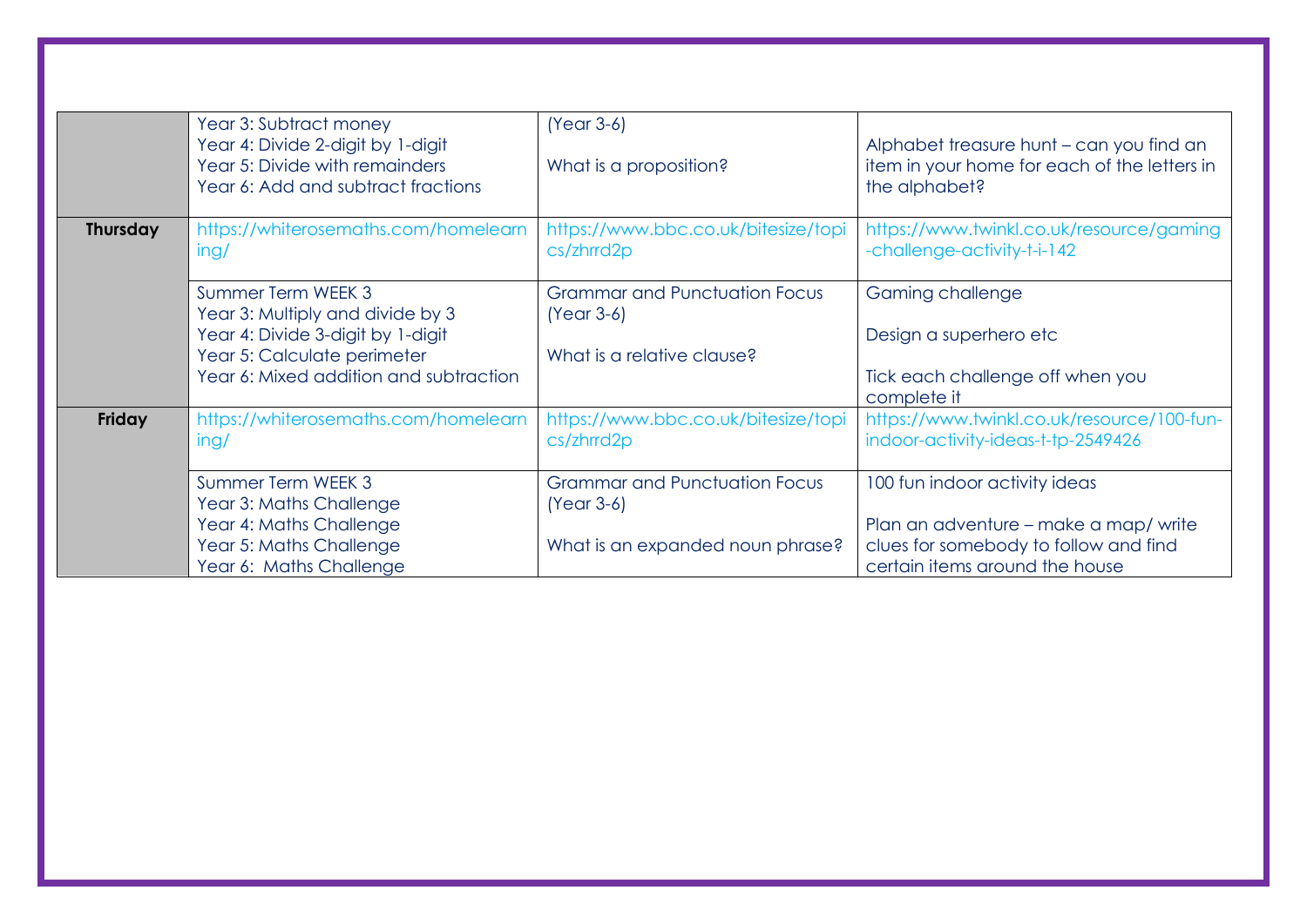| | | | |
|---|---|---|---|
| | Year 3: Subtract money<br>Year 4: Divide 2-digit by 1-digit<br>Year 5: Divide with remainders<br>Year 6: Add and subtract fractions | (Year 3-6)<br><br>What is a proposition? | Alphabet treasure hunt – can you find an item in your home for each of the letters in the alphabet? |
| **Thursday** | https://whiterosemaths.com/homelearning/ | https://www.bbc.co.uk/bitesize/topics/zhrrd2p | https://www.twinkl.co.uk/resource/gaming-challenge-activity-t-i-142 |
| | Summer Term WEEK 3<br>Year 3: Multiply and divide by 3<br>Year 4: Divide 3-digit by 1-digit<br>Year 5: Calculate perimeter<br>Year 6: Mixed addition and subtraction | Grammar and Punctuation Focus (Year 3-6)<br><br>What is a relative clause? | Gaming challenge<br><br>Design a superhero etc<br><br>Tick each challenge off when you complete it |
| **Friday** | https://whiterosemaths.com/homelearning/ | https://www.bbc.co.uk/bitesize/topics/zhrrd2p | https://www.twinkl.co.uk/resource/100-fun-indoor-activity-ideas-t-tp-2549426 |
| | Summer Term WEEK 3<br>Year 3: Maths Challenge<br>Year 4: Maths Challenge<br>Year 5: Maths Challenge<br>Year 6: Maths Challenge | Grammar and Punctuation Focus (Year 3-6)<br><br>What is an expanded noun phrase? | 100 fun indoor activity ideas<br><br>Plan an adventure – make a map/ write clues for somebody to follow and find certain items around the house |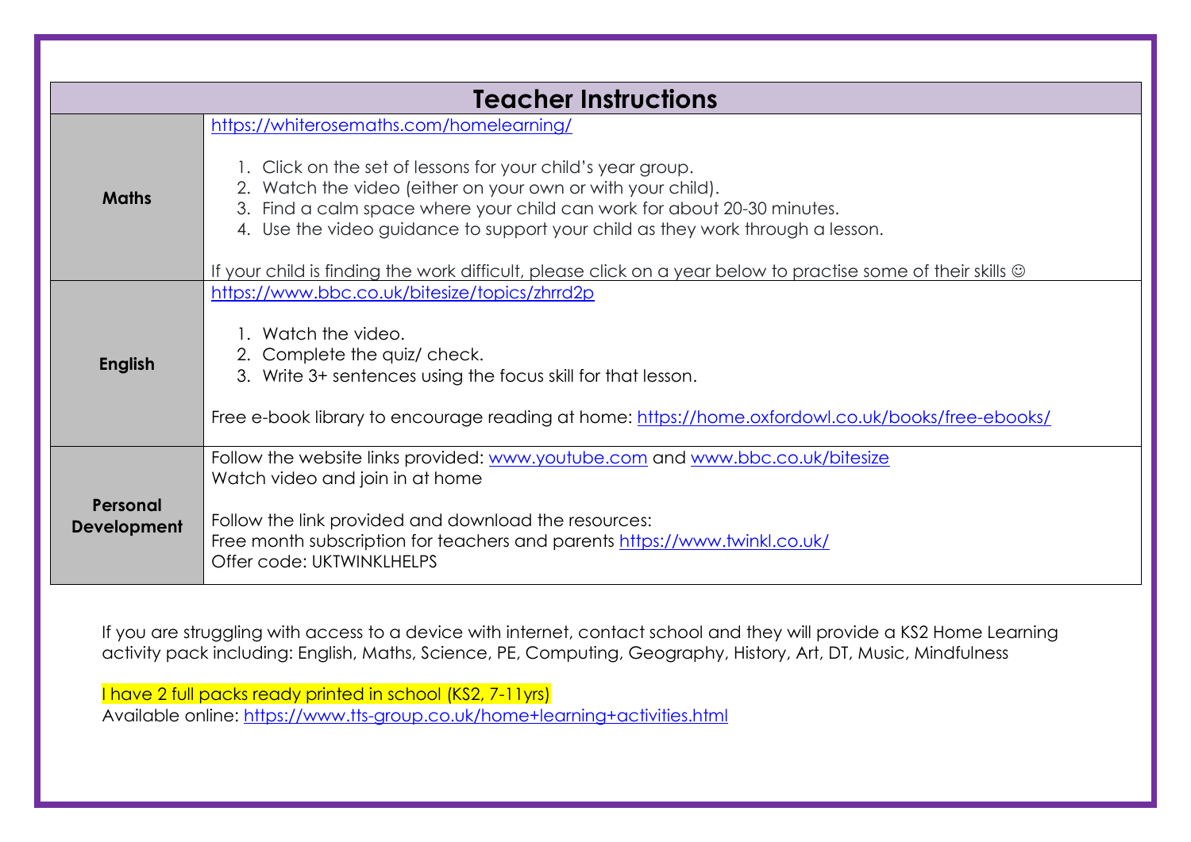| Teacher Instructions | |
|---|---|
| **Maths** | https://whiterosemaths.com/homelearning/<br><br>1. Click on the set of lessons for your child's year group.<br>2. Watch the video (either on your own or with your child).<br>3. Find a calm space where your child can work for about 20-30 minutes.<br>4. Use the video guidance to support your child as they work through a lesson.<br><br>If your child is finding the work difficult, please click on a year below to practise some of their skills ☺ |
| **English** | https://www.bbc.co.uk/bitesize/topics/zhrrd2p<br><br>1. Watch the video.<br>2. Complete the quiz/ check.<br>3. Write 3+ sentences using the focus skill for that lesson.<br><br>Free e-book library to encourage reading at home: https://home.oxfordowl.co.uk/books/free-ebooks/ |
| **Personal Development** | Follow the website links provided: www.youtube.com and www.bbc.co.uk/bitesize<br>Watch video and join in at home<br><br>Follow the link provided and download the resources:<br>Free month subscription for teachers and parents https://www.twinkl.co.uk/<br>Offer code: UKTWINKLHELPS |

If you are struggling with access to a device with internet, contact school and they will provide a KS2 Home Learning activity pack including: English, Maths, Science, PE, Computing, Geography, History, Art, DT, Music, Mindfulness

I have 2 full packs ready printed in school (KS2, 7-11yrs)
Available online: https://www.tts-group.co.uk/home+learning+activities.html